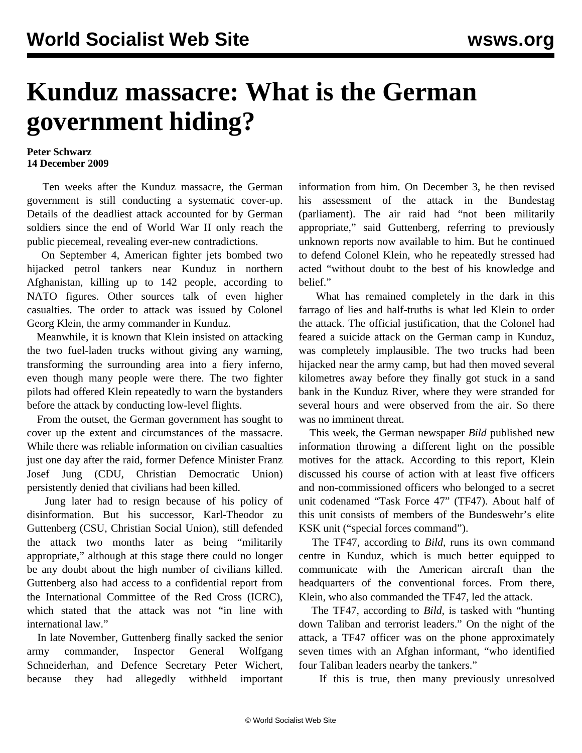# Kunduz massacre: What is the German government hiding?

**Peter Schwarz**
**14 December 2009**

Ten weeks after the Kunduz massacre, the German government is still conducting a systematic cover-up. Details of the deadliest attack accounted for by German soldiers since the end of World War II only reach the public piecemeal, revealing ever-new contradictions.

On September 4, American fighter jets bombed two hijacked petrol tankers near Kunduz in northern Afghanistan, killing up to 142 people, according to NATO figures. Other sources talk of even higher casualties. The order to attack was issued by Colonel Georg Klein, the army commander in Kunduz.

Meanwhile, it is known that Klein insisted on attacking the two fuel-laden trucks without giving any warning, transforming the surrounding area into a fiery inferno, even though many people were there. The two fighter pilots had offered Klein repeatedly to warn the bystanders before the attack by conducting low-level flights.

From the outset, the German government has sought to cover up the extent and circumstances of the massacre. While there was reliable information on civilian casualties just one day after the raid, former Defence Minister Franz Josef Jung (CDU, Christian Democratic Union) persistently denied that civilians had been killed.

Jung later had to resign because of his policy of disinformation. But his successor, Karl-Theodor zu Guttenberg (CSU, Christian Social Union), still defended the attack two months later as being "militarily appropriate," although at this stage there could no longer be any doubt about the high number of civilians killed. Guttenberg also had access to a confidential report from the International Committee of the Red Cross (ICRC), which stated that the attack was not "in line with international law."

In late November, Guttenberg finally sacked the senior army commander, Inspector General Wolfgang Schneiderhan, and Defence Secretary Peter Wichert, because they had allegedly withheld important information from him. On December 3, he then revised his assessment of the attack in the Bundestag (parliament). The air raid had "not been militarily appropriate," said Guttenberg, referring to previously unknown reports now available to him. But he continued to defend Colonel Klein, who he repeatedly stressed had acted "without doubt to the best of his knowledge and belief."

What has remained completely in the dark in this farrago of lies and half-truths is what led Klein to order the attack. The official justification, that the Colonel had feared a suicide attack on the German camp in Kunduz, was completely implausible. The two trucks had been hijacked near the army camp, but had then moved several kilometres away before they finally got stuck in a sand bank in the Kunduz River, where they were stranded for several hours and were observed from the air. So there was no imminent threat.

This week, the German newspaper *Bild* published new information throwing a different light on the possible motives for the attack. According to this report, Klein discussed his course of action with at least five officers and non-commissioned officers who belonged to a secret unit codenamed "Task Force 47" (TF47). About half of this unit consists of members of the Bundeswehr's elite KSK unit ("special forces command").

The TF47, according to *Bild*, runs its own command centre in Kunduz, which is much better equipped to communicate with the American aircraft than the headquarters of the conventional forces. From there, Klein, who also commanded the TF47, led the attack.

The TF47, according to *Bild*, is tasked with "hunting down Taliban and terrorist leaders." On the night of the attack, a TF47 officer was on the phone approximately seven times with an Afghan informant, "who identified four Taliban leaders nearby the tankers."

If this is true, then many previously unresolved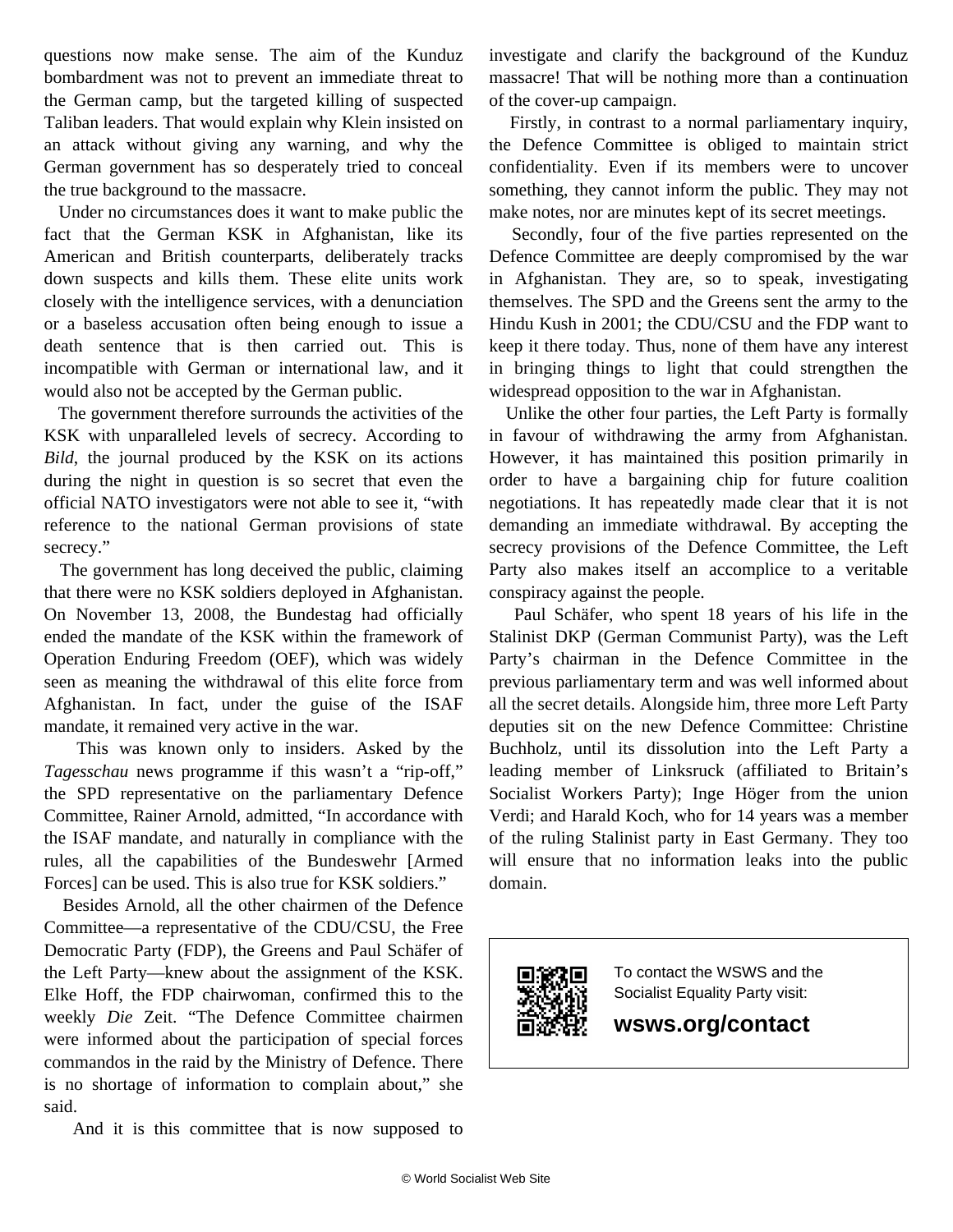questions now make sense. The aim of the Kunduz bombardment was not to prevent an immediate threat to the German camp, but the targeted killing of suspected Taliban leaders. That would explain why Klein insisted on an attack without giving any warning, and why the German government has so desperately tried to conceal the true background to the massacre.

Under no circumstances does it want to make public the fact that the German KSK in Afghanistan, like its American and British counterparts, deliberately tracks down suspects and kills them. These elite units work closely with the intelligence services, with a denunciation or a baseless accusation often being enough to issue a death sentence that is then carried out. This is incompatible with German or international law, and it would also not be accepted by the German public.

The government therefore surrounds the activities of the KSK with unparalleled levels of secrecy. According to *Bild*, the journal produced by the KSK on its actions during the night in question is so secret that even the official NATO investigators were not able to see it, "with reference to the national German provisions of state secrecy."

The government has long deceived the public, claiming that there were no KSK soldiers deployed in Afghanistan. On November 13, 2008, the Bundestag had officially ended the mandate of the KSK within the framework of Operation Enduring Freedom (OEF), which was widely seen as meaning the withdrawal of this elite force from Afghanistan. In fact, under the guise of the ISAF mandate, it remained very active in the war.

This was known only to insiders. Asked by the *Tagesschau* news programme if this wasn't a "rip-off," the SPD representative on the parliamentary Defence Committee, Rainer Arnold, admitted, "In accordance with the ISAF mandate, and naturally in compliance with the rules, all the capabilities of the Bundeswehr [Armed Forces] can be used. This is also true for KSK soldiers."

Besides Arnold, all the other chairmen of the Defence Committee—a representative of the CDU/CSU, the Free Democratic Party (FDP), the Greens and Paul Schäfer of the Left Party—knew about the assignment of the KSK. Elke Hoff, the FDP chairwoman, confirmed this to the weekly *Die* Zeit. "The Defence Committee chairmen were informed about the participation of special forces commandos in the raid by the Ministry of Defence. There is no shortage of information to complain about," she said.

And it is this committee that is now supposed to investigate and clarify the background of the Kunduz massacre! That will be nothing more than a continuation of the cover-up campaign.

Firstly, in contrast to a normal parliamentary inquiry, the Defence Committee is obliged to maintain strict confidentiality. Even if its members were to uncover something, they cannot inform the public. They may not make notes, nor are minutes kept of its secret meetings.

Secondly, four of the five parties represented on the Defence Committee are deeply compromised by the war in Afghanistan. They are, so to speak, investigating themselves. The SPD and the Greens sent the army to the Hindu Kush in 2001; the CDU/CSU and the FDP want to keep it there today. Thus, none of them have any interest in bringing things to light that could strengthen the widespread opposition to the war in Afghanistan.

Unlike the other four parties, the Left Party is formally in favour of withdrawing the army from Afghanistan. However, it has maintained this position primarily in order to have a bargaining chip for future coalition negotiations. It has repeatedly made clear that it is not demanding an immediate withdrawal. By accepting the secrecy provisions of the Defence Committee, the Left Party also makes itself an accomplice to a veritable conspiracy against the people.

Paul Schäfer, who spent 18 years of his life in the Stalinist DKP (German Communist Party), was the Left Party's chairman in the Defence Committee in the previous parliamentary term and was well informed about all the secret details. Alongside him, three more Left Party deputies sit on the new Defence Committee: Christine Buchholz, until its dissolution into the Left Party a leading member of Linksruck (affiliated to Britain's Socialist Workers Party); Inge Höger from the union Verdi; and Harald Koch, who for 14 years was a member of the ruling Stalinist party in East Germany. They too will ensure that no information leaks into the public domain.

To contact the WSWS and the Socialist Equality Party visit:

**wsws.org/contact**